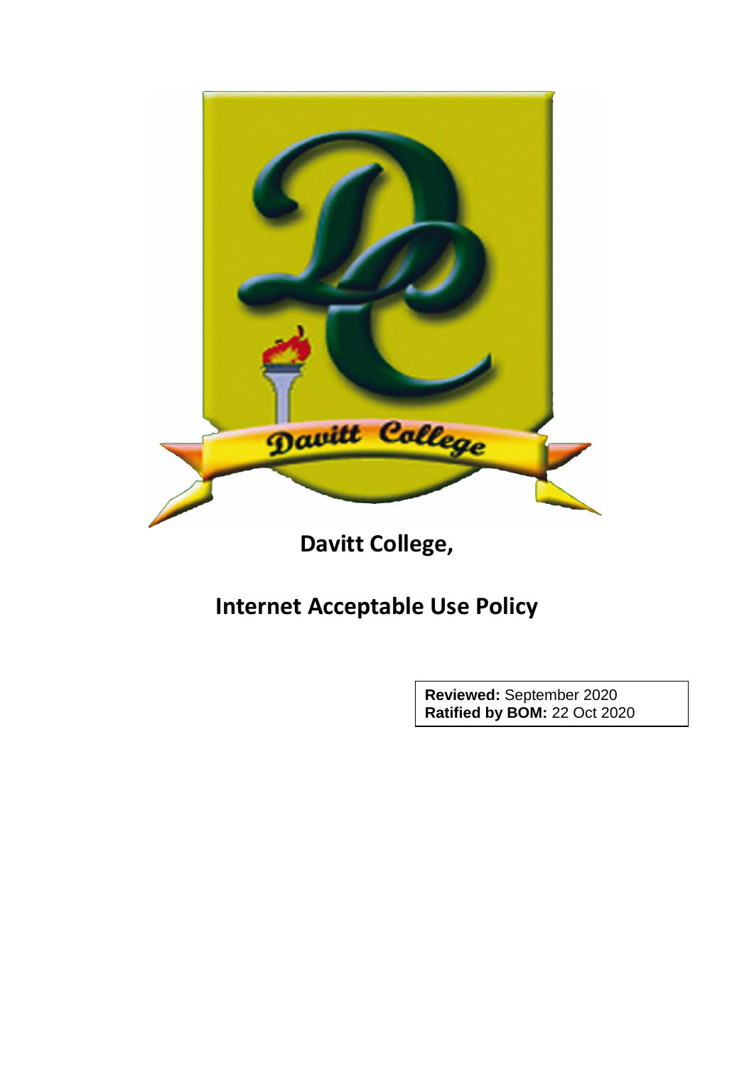# Davitt College,

## Internet Acceptable Use Policy

**Reviewed:** September 2020
**Ratified by BOM:** 22 Oct 2020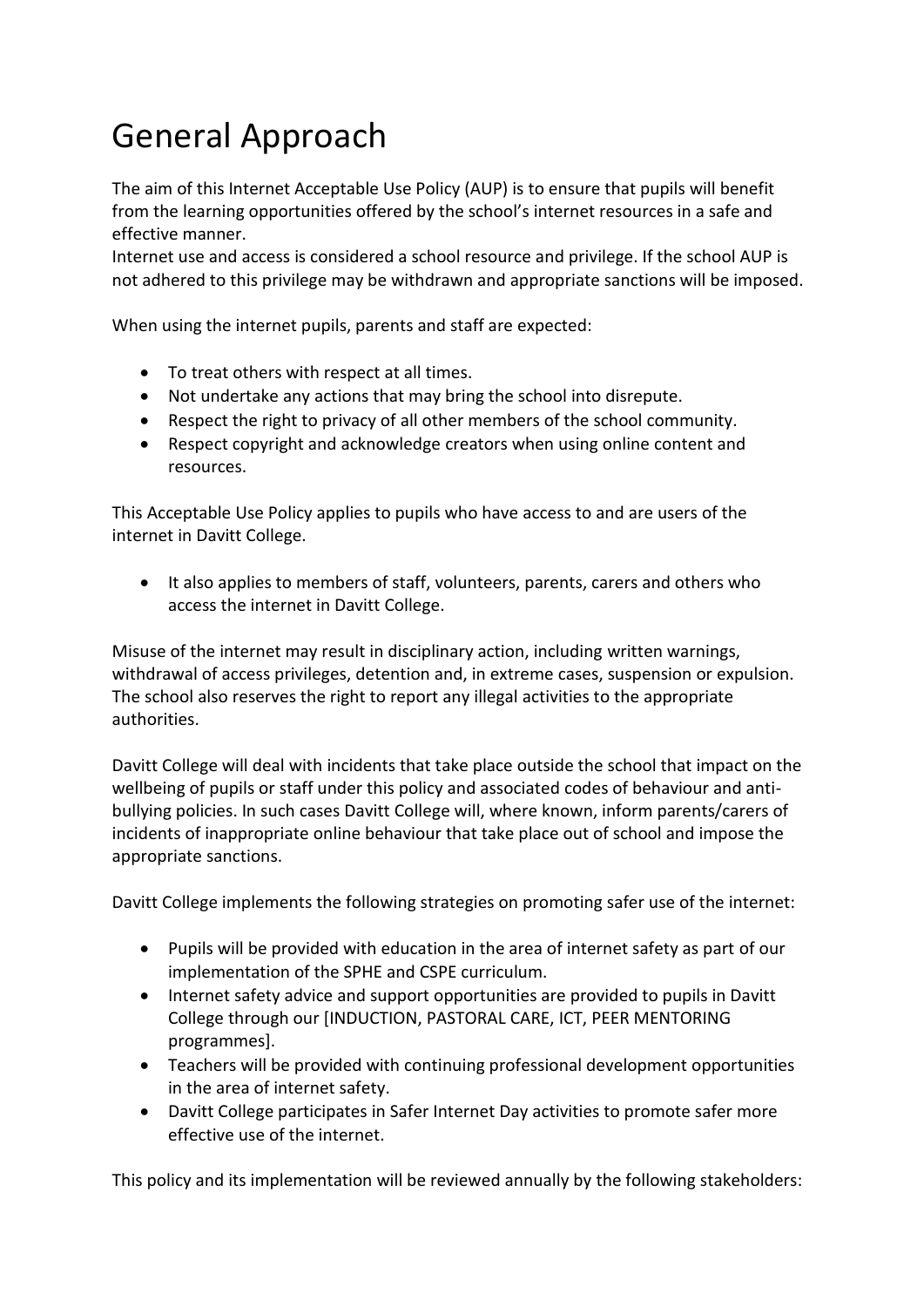# General Approach

The aim of this Internet Acceptable Use Policy (AUP) is to ensure that pupils will benefit from the learning opportunities offered by the school's internet resources in a safe and effective manner.
Internet use and access is considered a school resource and privilege. If the school AUP is not adhered to this privilege may be withdrawn and appropriate sanctions will be imposed.

When using the internet pupils, parents and staff are expected:

- To treat others with respect at all times.
- Not undertake any actions that may bring the school into disrepute.
- Respect the right to privacy of all other members of the school community.
- Respect copyright and acknowledge creators when using online content and resources.

This Acceptable Use Policy applies to pupils who have access to and are users of the internet in Davitt College.

- It also applies to members of staff, volunteers, parents, carers and others who access the internet in Davitt College.

Misuse of the internet may result in disciplinary action, including written warnings, withdrawal of access privileges, detention and, in extreme cases, suspension or expulsion. The school also reserves the right to report any illegal activities to the appropriate authorities.

Davitt College will deal with incidents that take place outside the school that impact on the wellbeing of pupils or staff under this policy and associated codes of behaviour and anti-bullying policies. In such cases Davitt College will, where known, inform parents/carers of incidents of inappropriate online behaviour that take place out of school and impose the appropriate sanctions.

Davitt College implements the following strategies on promoting safer use of the internet:

- Pupils will be provided with education in the area of internet safety as part of our implementation of the SPHE and CSPE curriculum.
- Internet safety advice and support opportunities are provided to pupils in Davitt College through our [INDUCTION, PASTORAL CARE, ICT, PEER MENTORING programmes].
- Teachers will be provided with continuing professional development opportunities in the area of internet safety.
- Davitt College participates in Safer Internet Day activities to promote safer more effective use of the internet.

This policy and its implementation will be reviewed annually by the following stakeholders: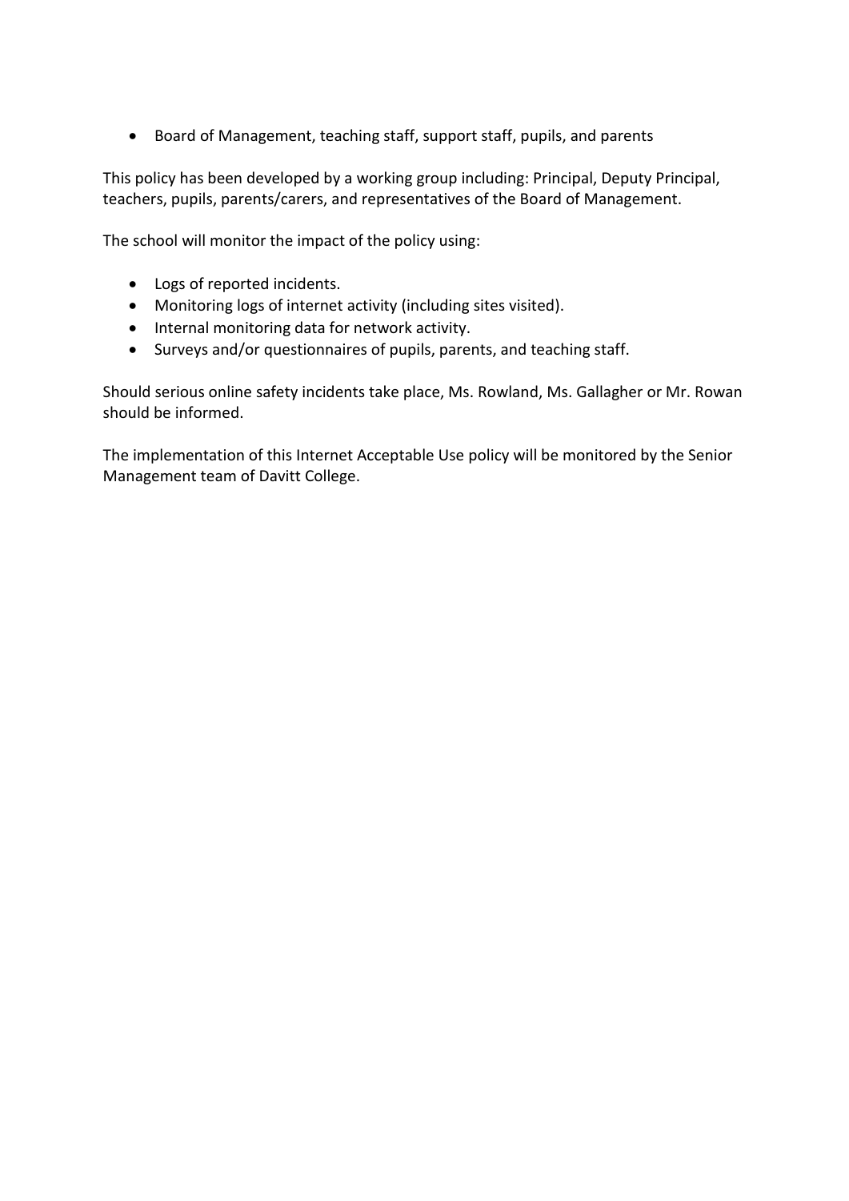- Board of Management, teaching staff, support staff, pupils, and parents

This policy has been developed by a working group including: Principal, Deputy Principal, teachers, pupils, parents/carers, and representatives of the Board of Management.

The school will monitor the impact of the policy using:

- Logs of reported incidents.
- Monitoring logs of internet activity (including sites visited).
- Internal monitoring data for network activity.
- Surveys and/or questionnaires of pupils, parents, and teaching staff.

Should serious online safety incidents take place, Ms. Rowland, Ms. Gallagher or Mr. Rowan should be informed.

The implementation of this Internet Acceptable Use policy will be monitored by the Senior Management team of Davitt College.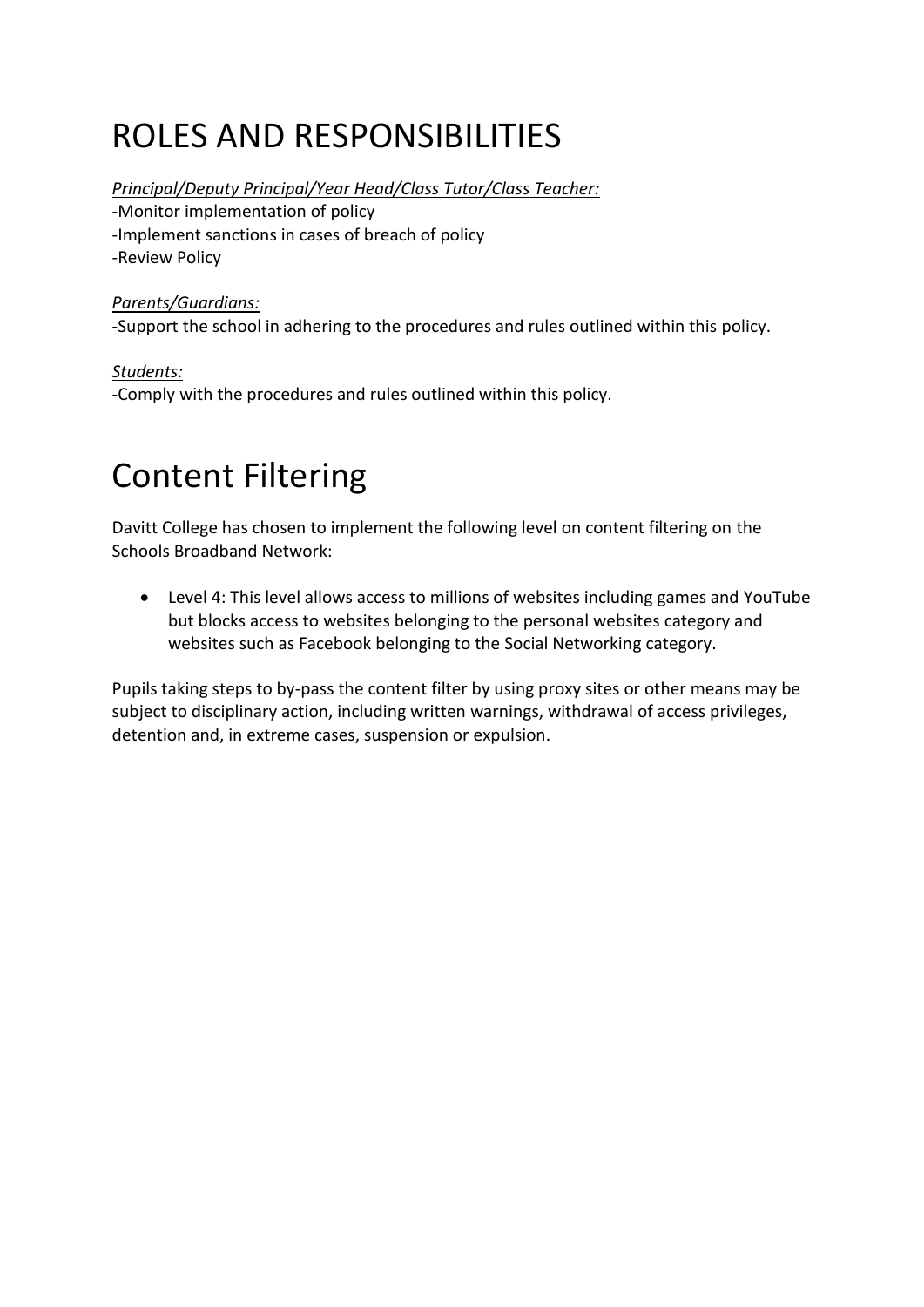# ROLES AND RESPONSIBILITIES

*Principal/Deputy Principal/Year Head/Class Tutor/Class Teacher:*
-Monitor implementation of policy
-Implement sanctions in cases of breach of policy
-Review Policy

*Parents/Guardians:*
-Support the school in adhering to the procedures and rules outlined within this policy.

*Students:*
-Comply with the procedures and rules outlined within this policy.

# Content Filtering

Davitt College has chosen to implement the following level on content filtering on the Schools Broadband Network:

- Level 4: This level allows access to millions of websites including games and YouTube but blocks access to websites belonging to the personal websites category and websites such as Facebook belonging to the Social Networking category.

Pupils taking steps to by-pass the content filter by using proxy sites or other means may be subject to disciplinary action, including written warnings, withdrawal of access privileges, detention and, in extreme cases, suspension or expulsion.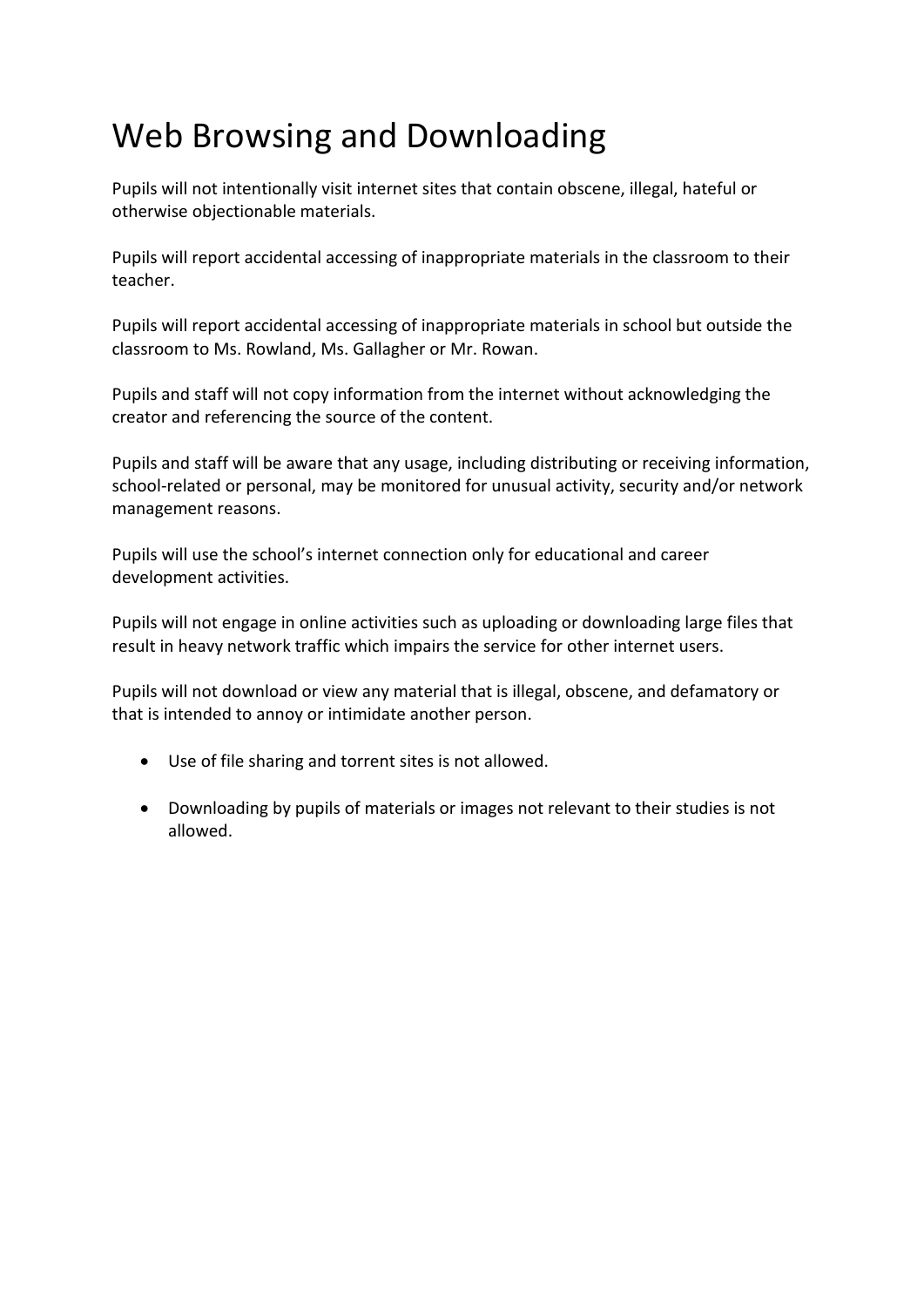# Web Browsing and Downloading

Pupils will not intentionally visit internet sites that contain obscene, illegal, hateful or otherwise objectionable materials.

Pupils will report accidental accessing of inappropriate materials in the classroom to their teacher.

Pupils will report accidental accessing of inappropriate materials in school but outside the classroom to Ms. Rowland, Ms. Gallagher or Mr. Rowan.

Pupils and staff will not copy information from the internet without acknowledging the creator and referencing the source of the content.

Pupils and staff will be aware that any usage, including distributing or receiving information, school-related or personal, may be monitored for unusual activity, security and/or network management reasons.

Pupils will use the school's internet connection only for educational and career development activities.

Pupils will not engage in online activities such as uploading or downloading large files that result in heavy network traffic which impairs the service for other internet users.

Pupils will not download or view any material that is illegal, obscene, and defamatory or that is intended to annoy or intimidate another person.

- Use of file sharing and torrent sites is not allowed.
- Downloading by pupils of materials or images not relevant to their studies is not allowed.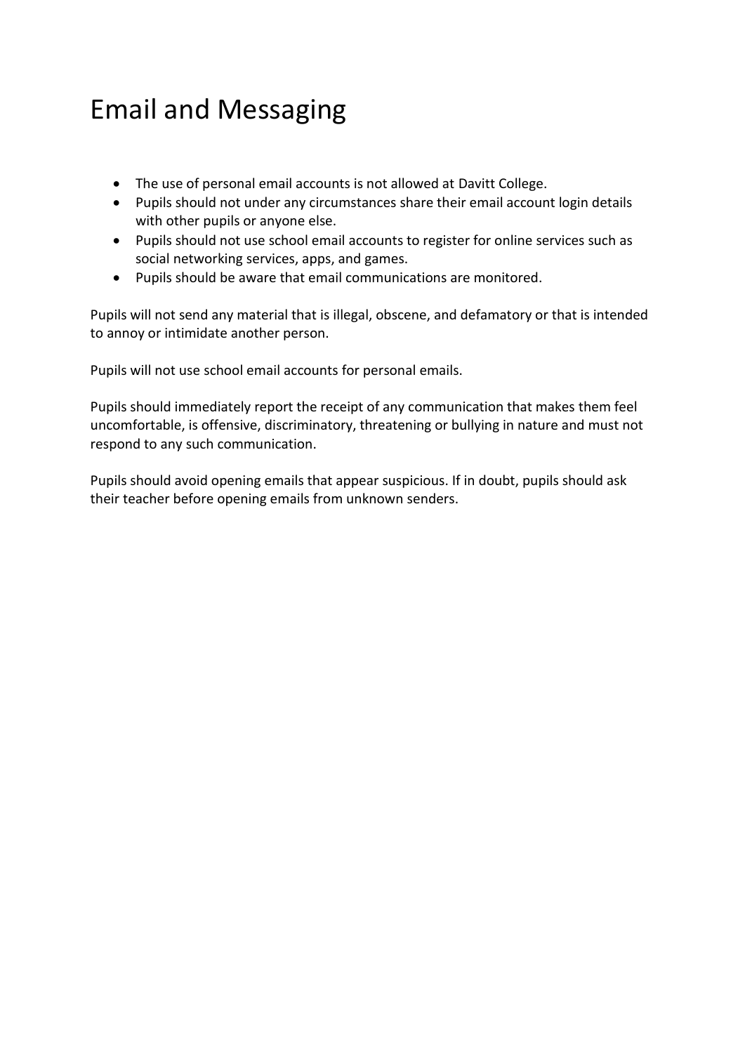# Email and Messaging

- The use of personal email accounts is not allowed at Davitt College.
- Pupils should not under any circumstances share their email account login details with other pupils or anyone else.
- Pupils should not use school email accounts to register for online services such as social networking services, apps, and games.
- Pupils should be aware that email communications are monitored.

Pupils will not send any material that is illegal, obscene, and defamatory or that is intended to annoy or intimidate another person.

Pupils will not use school email accounts for personal emails.

Pupils should immediately report the receipt of any communication that makes them feel uncomfortable, is offensive, discriminatory, threatening or bullying in nature and must not respond to any such communication.

Pupils should avoid opening emails that appear suspicious. If in doubt, pupils should ask their teacher before opening emails from unknown senders.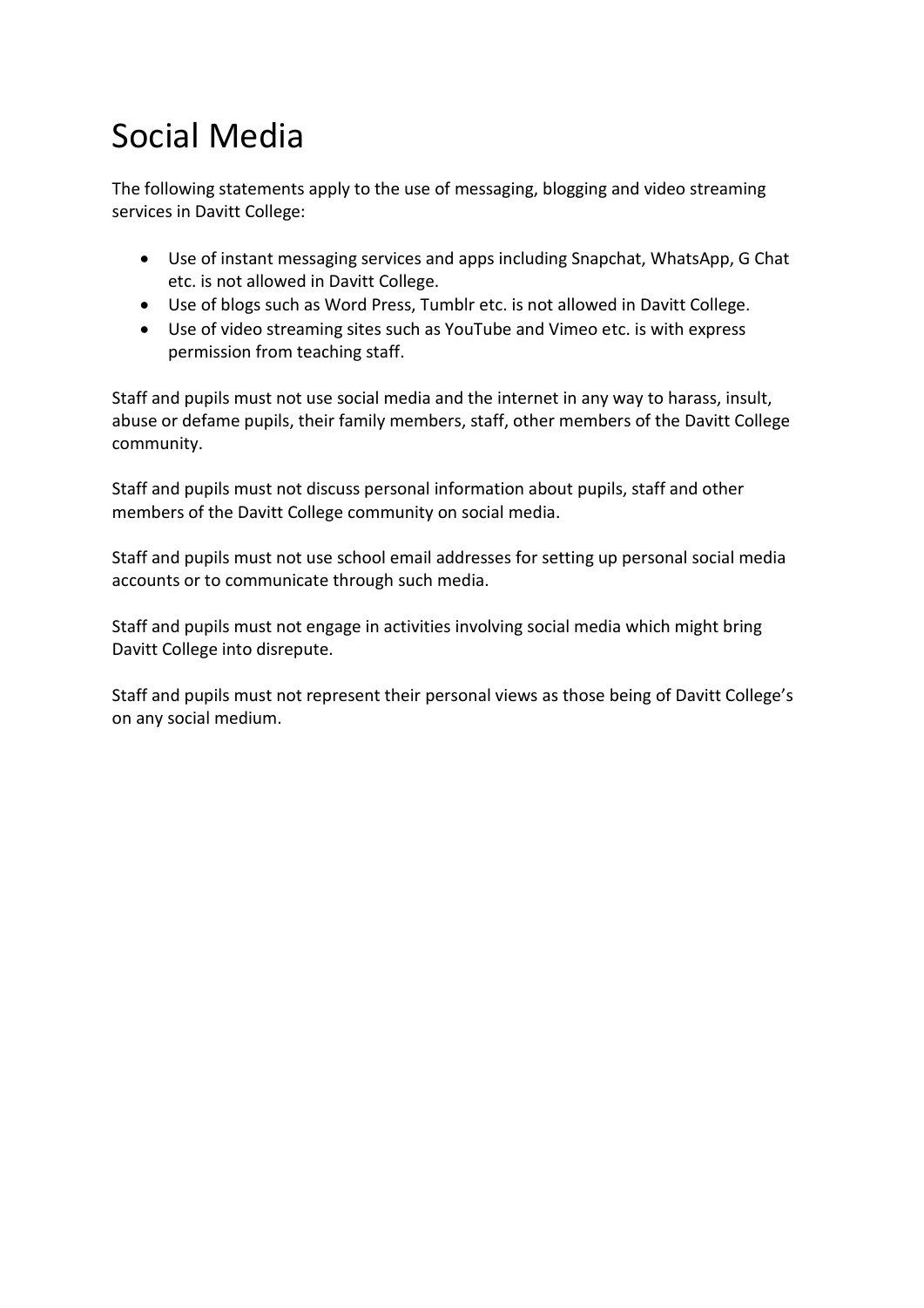# Social Media

The following statements apply to the use of messaging, blogging and video streaming services in Davitt College:

- Use of instant messaging services and apps including Snapchat, WhatsApp, G Chat etc. is not allowed in Davitt College.
- Use of blogs such as Word Press, Tumblr etc. is not allowed in Davitt College.
- Use of video streaming sites such as YouTube and Vimeo etc. is with express permission from teaching staff.

Staff and pupils must not use social media and the internet in any way to harass, insult, abuse or defame pupils, their family members, staff, other members of the Davitt College community.

Staff and pupils must not discuss personal information about pupils, staff and other members of the Davitt College community on social media.

Staff and pupils must not use school email addresses for setting up personal social media accounts or to communicate through such media.

Staff and pupils must not engage in activities involving social media which might bring Davitt College into disrepute.

Staff and pupils must not represent their personal views as those being of Davitt College's on any social medium.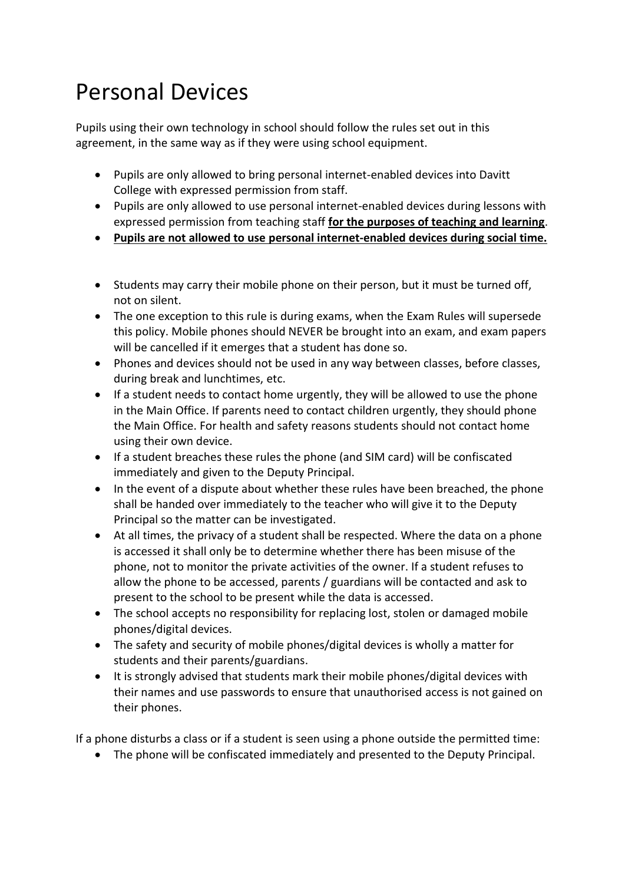# Personal Devices

Pupils using their own technology in school should follow the rules set out in this agreement, in the same way as if they were using school equipment.

- Pupils are only allowed to bring personal internet-enabled devices into Davitt College with expressed permission from staff.
- Pupils are only allowed to use personal internet-enabled devices during lessons with expressed permission from teaching staff **<u>for the purposes of teaching and learning</u>**.
- **<u>Pupils are not allowed to use personal internet-enabled devices during social time.</u>**

- Students may carry their mobile phone on their person, but it must be turned off, not on silent.
- The one exception to this rule is during exams, when the Exam Rules will supersede this policy. Mobile phones should NEVER be brought into an exam, and exam papers will be cancelled if it emerges that a student has done so.
- Phones and devices should not be used in any way between classes, before classes, during break and lunchtimes, etc.
- If a student needs to contact home urgently, they will be allowed to use the phone in the Main Office. If parents need to contact children urgently, they should phone the Main Office. For health and safety reasons students should not contact home using their own device.
- If a student breaches these rules the phone (and SIM card) will be confiscated immediately and given to the Deputy Principal.
- In the event of a dispute about whether these rules have been breached, the phone shall be handed over immediately to the teacher who will give it to the Deputy Principal so the matter can be investigated.
- At all times, the privacy of a student shall be respected. Where the data on a phone is accessed it shall only be to determine whether there has been misuse of the phone, not to monitor the private activities of the owner. If a student refuses to allow the phone to be accessed, parents / guardians will be contacted and ask to present to the school to be present while the data is accessed.
- The school accepts no responsibility for replacing lost, stolen or damaged mobile phones/digital devices.
- The safety and security of mobile phones/digital devices is wholly a matter for students and their parents/guardians.
- It is strongly advised that students mark their mobile phones/digital devices with their names and use passwords to ensure that unauthorised access is not gained on their phones.

If a phone disturbs a class or if a student is seen using a phone outside the permitted time:

- The phone will be confiscated immediately and presented to the Deputy Principal.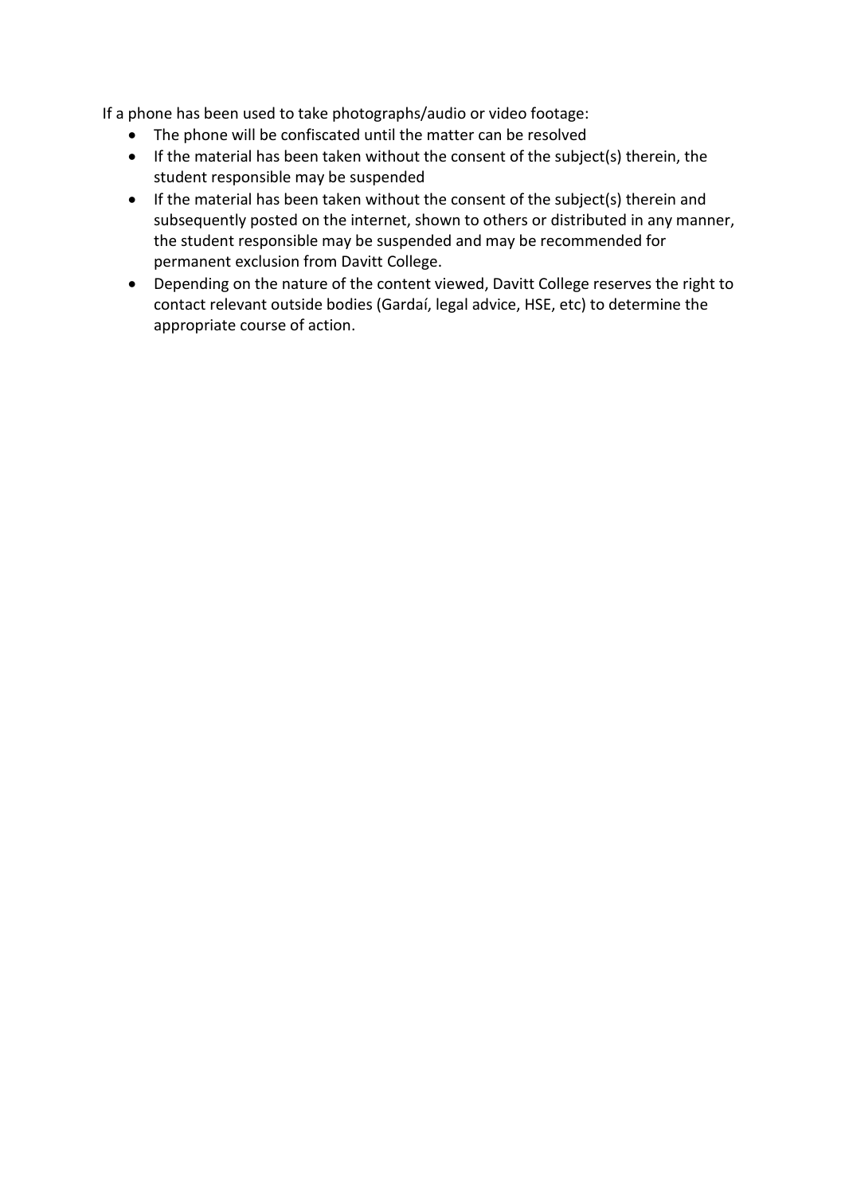If a phone has been used to take photographs/audio or video footage:

- The phone will be confiscated until the matter can be resolved
- If the material has been taken without the consent of the subject(s) therein, the student responsible may be suspended
- If the material has been taken without the consent of the subject(s) therein and subsequently posted on the internet, shown to others or distributed in any manner, the student responsible may be suspended and may be recommended for permanent exclusion from Davitt College.
- Depending on the nature of the content viewed, Davitt College reserves the right to contact relevant outside bodies (Gardaí, legal advice, HSE, etc) to determine the appropriate course of action.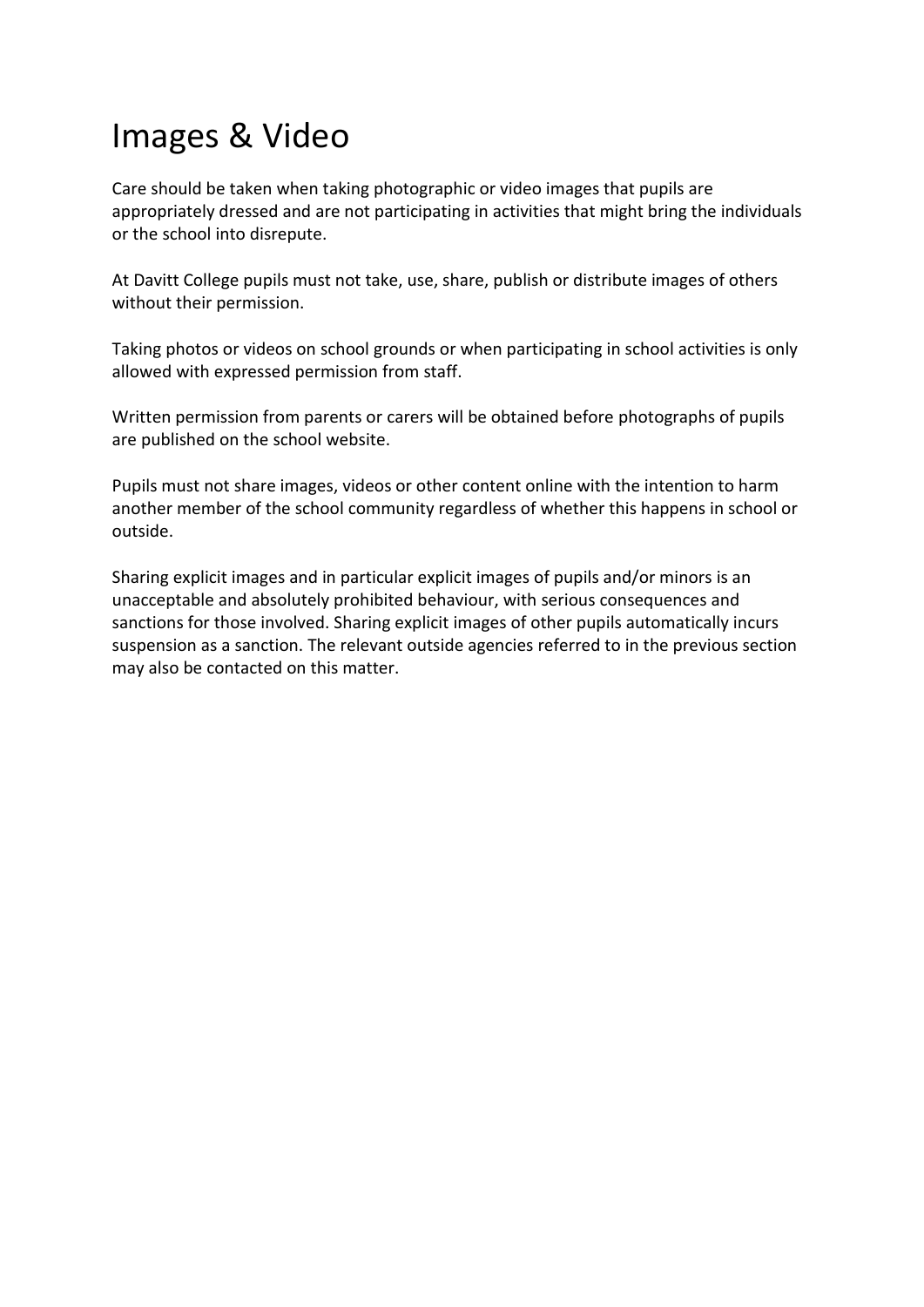# Images & Video

Care should be taken when taking photographic or video images that pupils are appropriately dressed and are not participating in activities that might bring the individuals or the school into disrepute.

At Davitt College pupils must not take, use, share, publish or distribute images of others without their permission.

Taking photos or videos on school grounds or when participating in school activities is only allowed with expressed permission from staff.

Written permission from parents or carers will be obtained before photographs of pupils are published on the school website.

Pupils must not share images, videos or other content online with the intention to harm another member of the school community regardless of whether this happens in school or outside.

Sharing explicit images and in particular explicit images of pupils and/or minors is an unacceptable and absolutely prohibited behaviour, with serious consequences and sanctions for those involved. Sharing explicit images of other pupils automatically incurs suspension as a sanction. The relevant outside agencies referred to in the previous section may also be contacted on this matter.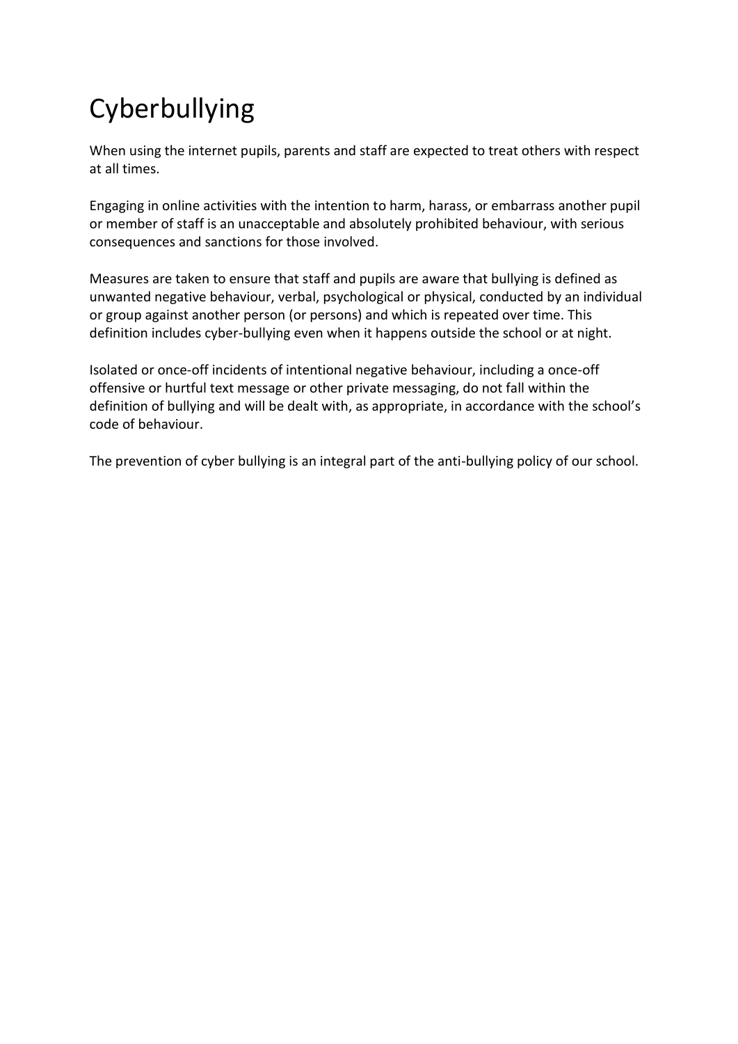# Cyberbullying

When using the internet pupils, parents and staff are expected to treat others with respect at all times.

Engaging in online activities with the intention to harm, harass, or embarrass another pupil or member of staff is an unacceptable and absolutely prohibited behaviour, with serious consequences and sanctions for those involved.

Measures are taken to ensure that staff and pupils are aware that bullying is defined as unwanted negative behaviour, verbal, psychological or physical, conducted by an individual or group against another person (or persons) and which is repeated over time. This definition includes cyber-bullying even when it happens outside the school or at night.

Isolated or once-off incidents of intentional negative behaviour, including a once-off offensive or hurtful text message or other private messaging, do not fall within the definition of bullying and will be dealt with, as appropriate, in accordance with the school's code of behaviour.

The prevention of cyber bullying is an integral part of the anti-bullying policy of our school.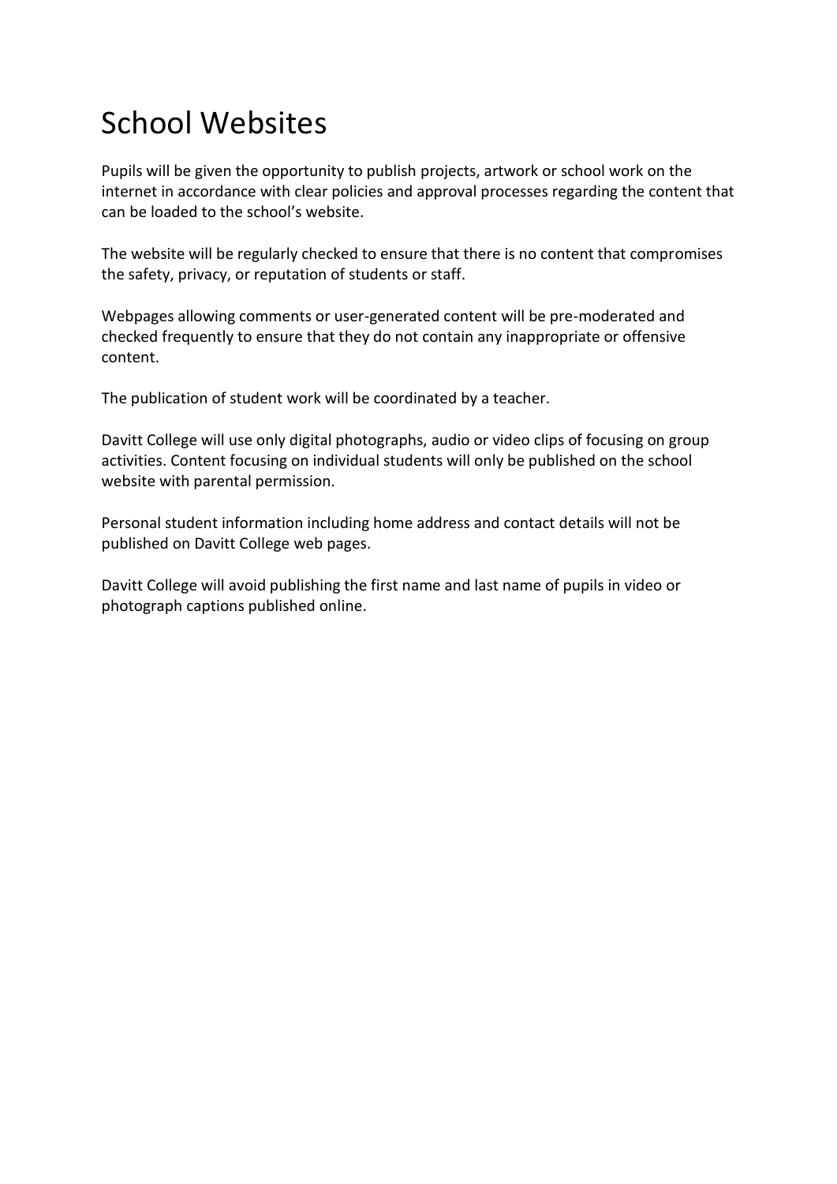# School Websites

Pupils will be given the opportunity to publish projects, artwork or school work on the internet in accordance with clear policies and approval processes regarding the content that can be loaded to the school's website.

The website will be regularly checked to ensure that there is no content that compromises the safety, privacy, or reputation of students or staff.

Webpages allowing comments or user-generated content will be pre-moderated and checked frequently to ensure that they do not contain any inappropriate or offensive content.

The publication of student work will be coordinated by a teacher.

Davitt College will use only digital photographs, audio or video clips of focusing on group activities. Content focusing on individual students will only be published on the school website with parental permission.

Personal student information including home address and contact details will not be published on Davitt College web pages.

Davitt College will avoid publishing the first name and last name of pupils in video or photograph captions published online.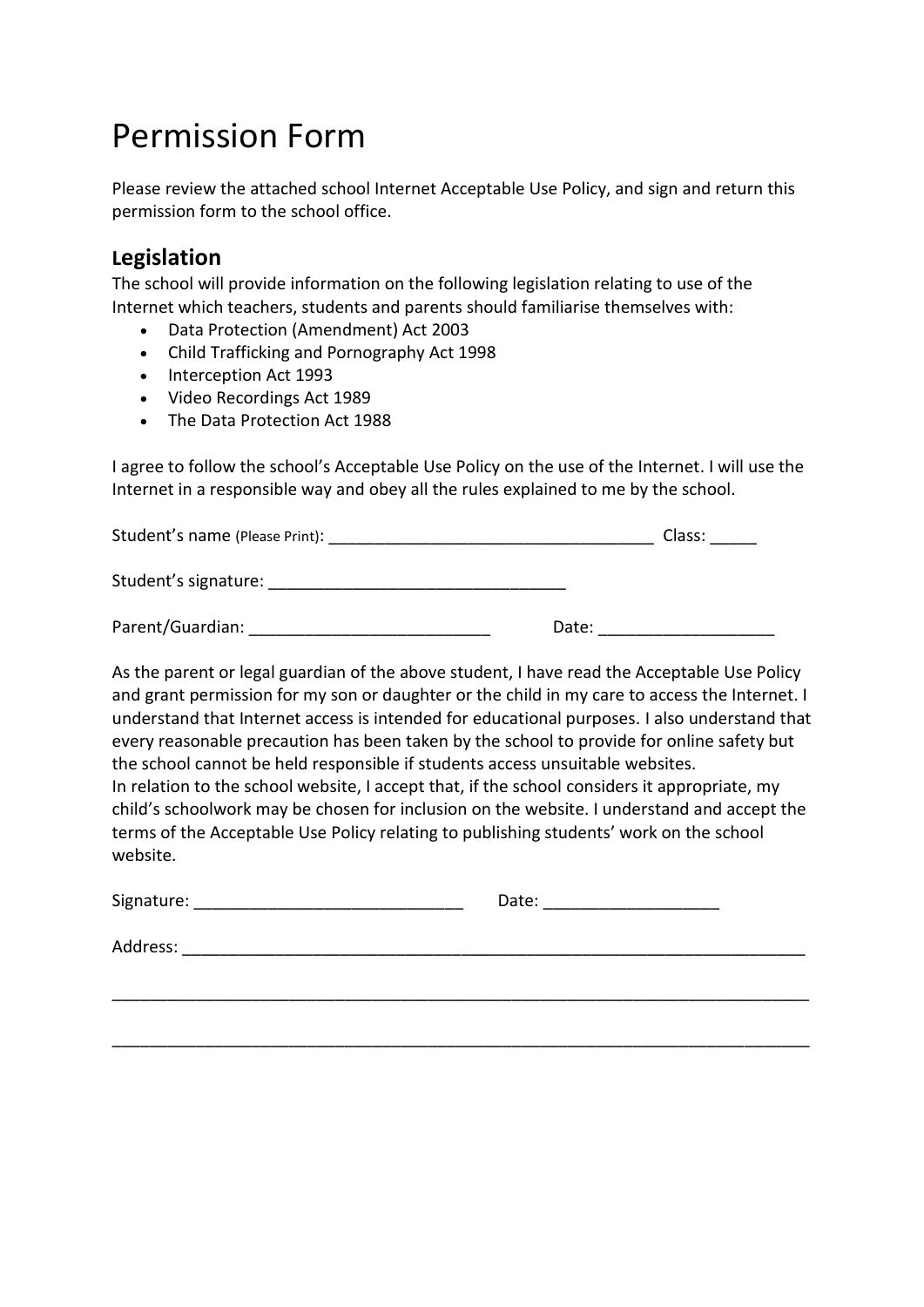# Permission Form

Please review the attached school Internet Acceptable Use Policy, and sign and return this permission form to the school office.

## Legislation

The school will provide information on the following legislation relating to use of the Internet which teachers, students and parents should familiarise themselves with:

- Data Protection (Amendment) Act 2003
- Child Trafficking and Pornography Act 1998
- Interception Act 1993
- Video Recordings Act 1989
- The Data Protection Act 1988

I agree to follow the school's Acceptable Use Policy on the use of the Internet. I will use the Internet in a responsible way and obey all the rules explained to me by the school.

Student's name (Please Print): ___________________________________ Class: _____

Student's signature: _______________________________

Parent/Guardian: _________________________ Date: __________________

As the parent or legal guardian of the above student, I have read the Acceptable Use Policy and grant permission for my son or daughter or the child in my care to access the Internet. I understand that Internet access is intended for educational purposes. I also understand that every reasonable precaution has been taken by the school to provide for online safety but the school cannot be held responsible if students access unsuitable websites.
In relation to the school website, I accept that, if the school considers it appropriate, my child's schoolwork may be chosen for inclusion on the website. I understand and accept the terms of the Acceptable Use Policy relating to publishing students' work on the school website.

Signature: ____________________________ Date: __________________

Address: ________________________________________________________________

_________________________________________________________________________

_________________________________________________________________________